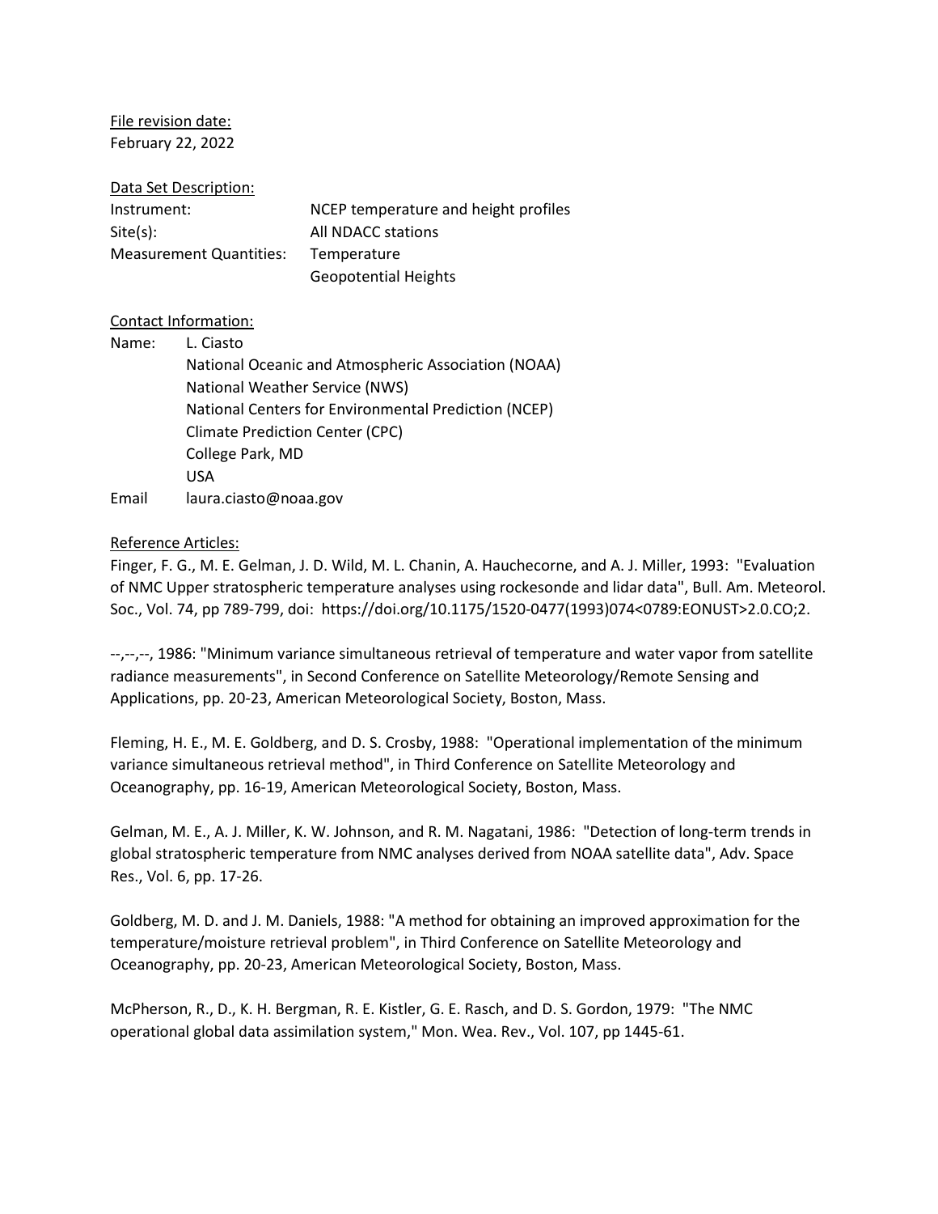File revision date:
February 22, 2022

Data Set Description:

| | |
|---|---|
| Instrument: | NCEP temperature and height profiles |
| Site(s): | All NDACC stations |
| Measurement Quantities: | Temperature |
| | Geopotential Heights |

Contact Information:

Name: L. Ciasto
National Oceanic and Atmospheric Association (NOAA)
National Weather Service (NWS)
National Centers for Environmental Prediction (NCEP)
Climate Prediction Center (CPC)
College Park, MD
USA

Email laura.ciasto@noaa.gov

Reference Articles:

Finger, F. G., M. E. Gelman, J. D. Wild, M. L. Chanin, A. Hauchecorne, and A. J. Miller, 1993: "Evaluation of NMC Upper stratospheric temperature analyses using rockesonde and lidar data", Bull. Am. Meteorol. Soc., Vol. 74, pp 789-799, doi: https://doi.org/10.1175/1520-0477(1993)074<0789:EONUST>2.0.CO;2.

--,--,--, 1986: "Minimum variance simultaneous retrieval of temperature and water vapor from satellite radiance measurements", in Second Conference on Satellite Meteorology/Remote Sensing and Applications, pp. 20-23, American Meteorological Society, Boston, Mass.

Fleming, H. E., M. E. Goldberg, and D. S. Crosby, 1988: "Operational implementation of the minimum variance simultaneous retrieval method", in Third Conference on Satellite Meteorology and Oceanography, pp. 16-19, American Meteorological Society, Boston, Mass.

Gelman, M. E., A. J. Miller, K. W. Johnson, and R. M. Nagatani, 1986: "Detection of long-term trends in global stratospheric temperature from NMC analyses derived from NOAA satellite data", Adv. Space Res., Vol. 6, pp. 17-26.

Goldberg, M. D. and J. M. Daniels, 1988: "A method for obtaining an improved approximation for the temperature/moisture retrieval problem", in Third Conference on Satellite Meteorology and Oceanography, pp. 20-23, American Meteorological Society, Boston, Mass.

McPherson, R., D., K. H. Bergman, R. E. Kistler, G. E. Rasch, and D. S. Gordon, 1979: "The NMC operational global data assimilation system," Mon. Wea. Rev., Vol. 107, pp 1445-61.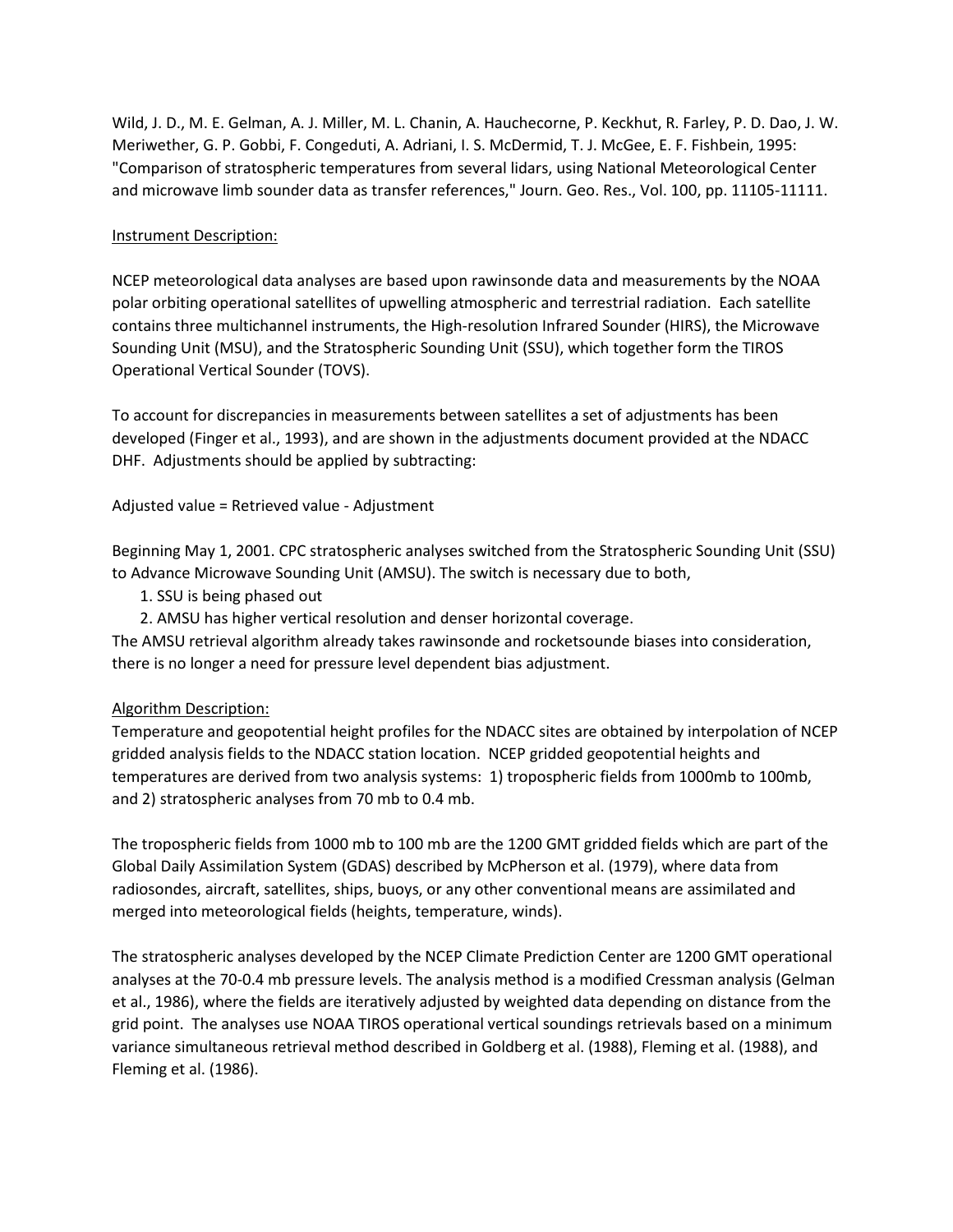Wild, J. D., M. E. Gelman, A. J. Miller, M. L. Chanin, A. Hauchecorne, P. Keckhut, R. Farley, P. D. Dao, J. W. Meriwether, G. P. Gobbi, F. Congeduti, A. Adriani, I. S. McDermid, T. J. McGee, E. F. Fishbein, 1995: "Comparison of stratospheric temperatures from several lidars, using National Meteorological Center and microwave limb sounder data as transfer references," Journ. Geo. Res., Vol. 100, pp. 11105-11111.

## Instrument Description:

NCEP meteorological data analyses are based upon rawinsonde data and measurements by the NOAA polar orbiting operational satellites of upwelling atmospheric and terrestrial radiation. Each satellite contains three multichannel instruments, the High-resolution Infrared Sounder (HIRS), the Microwave Sounding Unit (MSU), and the Stratospheric Sounding Unit (SSU), which together form the TIROS Operational Vertical Sounder (TOVS).

To account for discrepancies in measurements between satellites a set of adjustments has been developed (Finger et al., 1993), and are shown in the adjustments document provided at the NDACC DHF. Adjustments should be applied by subtracting:

Adjusted value = Retrieved value - Adjustment

Beginning May 1, 2001. CPC stratospheric analyses switched from the Stratospheric Sounding Unit (SSU) to Advance Microwave Sounding Unit (AMSU). The switch is necessary due to both,

1. SSU is being phased out
2. AMSU has higher vertical resolution and denser horizontal coverage.

The AMSU retrieval algorithm already takes rawinsonde and rocketsounde biases into consideration, there is no longer a need for pressure level dependent bias adjustment.

## Algorithm Description:

Temperature and geopotential height profiles for the NDACC sites are obtained by interpolation of NCEP gridded analysis fields to the NDACC station location. NCEP gridded geopotential heights and temperatures are derived from two analysis systems: 1) tropospheric fields from 1000mb to 100mb, and 2) stratospheric analyses from 70 mb to 0.4 mb.

The tropospheric fields from 1000 mb to 100 mb are the 1200 GMT gridded fields which are part of the Global Daily Assimilation System (GDAS) described by McPherson et al. (1979), where data from radiosondes, aircraft, satellites, ships, buoys, or any other conventional means are assimilated and merged into meteorological fields (heights, temperature, winds).

The stratospheric analyses developed by the NCEP Climate Prediction Center are 1200 GMT operational analyses at the 70-0.4 mb pressure levels. The analysis method is a modified Cressman analysis (Gelman et al., 1986), where the fields are iteratively adjusted by weighted data depending on distance from the grid point. The analyses use NOAA TIROS operational vertical soundings retrievals based on a minimum variance simultaneous retrieval method described in Goldberg et al. (1988), Fleming et al. (1988), and Fleming et al. (1986).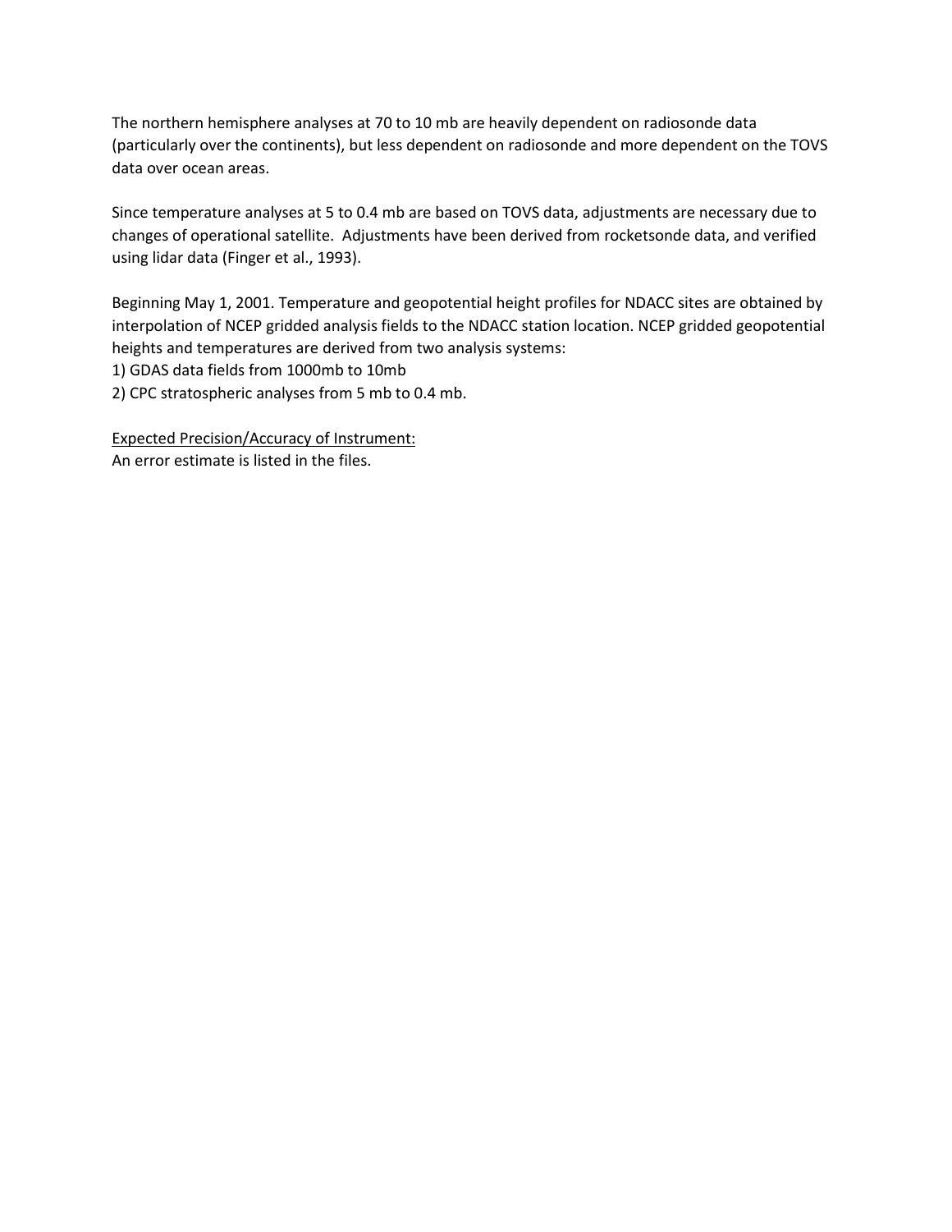The northern hemisphere analyses at 70 to 10 mb are heavily dependent on radiosonde data (particularly over the continents), but less dependent on radiosonde and more dependent on the TOVS data over ocean areas.

Since temperature analyses at 5 to 0.4 mb are based on TOVS data, adjustments are necessary due to changes of operational satellite. Adjustments have been derived from rocketsonde data, and verified using lidar data (Finger et al., 1993).

Beginning May 1, 2001. Temperature and geopotential height profiles for NDACC sites are obtained by interpolation of NCEP gridded analysis fields to the NDACC station location. NCEP gridded geopotential heights and temperatures are derived from two analysis systems:

1) GDAS data fields from 1000mb to 10mb
2) CPC stratospheric analyses from 5 mb to 0.4 mb.

<u>Expected Precision/Accuracy of Instrument:</u>
An error estimate is listed in the files.